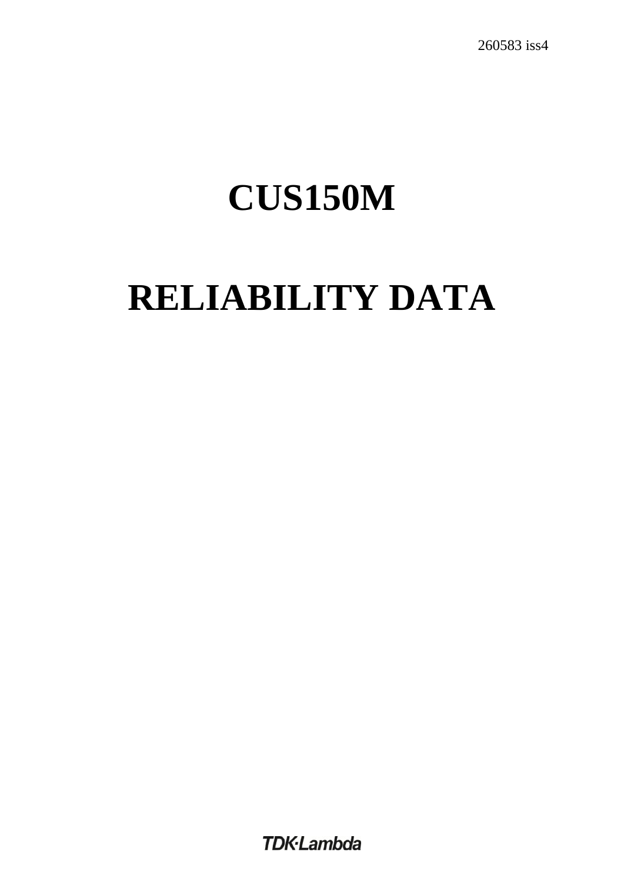260583 iss4

# CUS150M

# RELIABILITY DATA

TDK·Lambda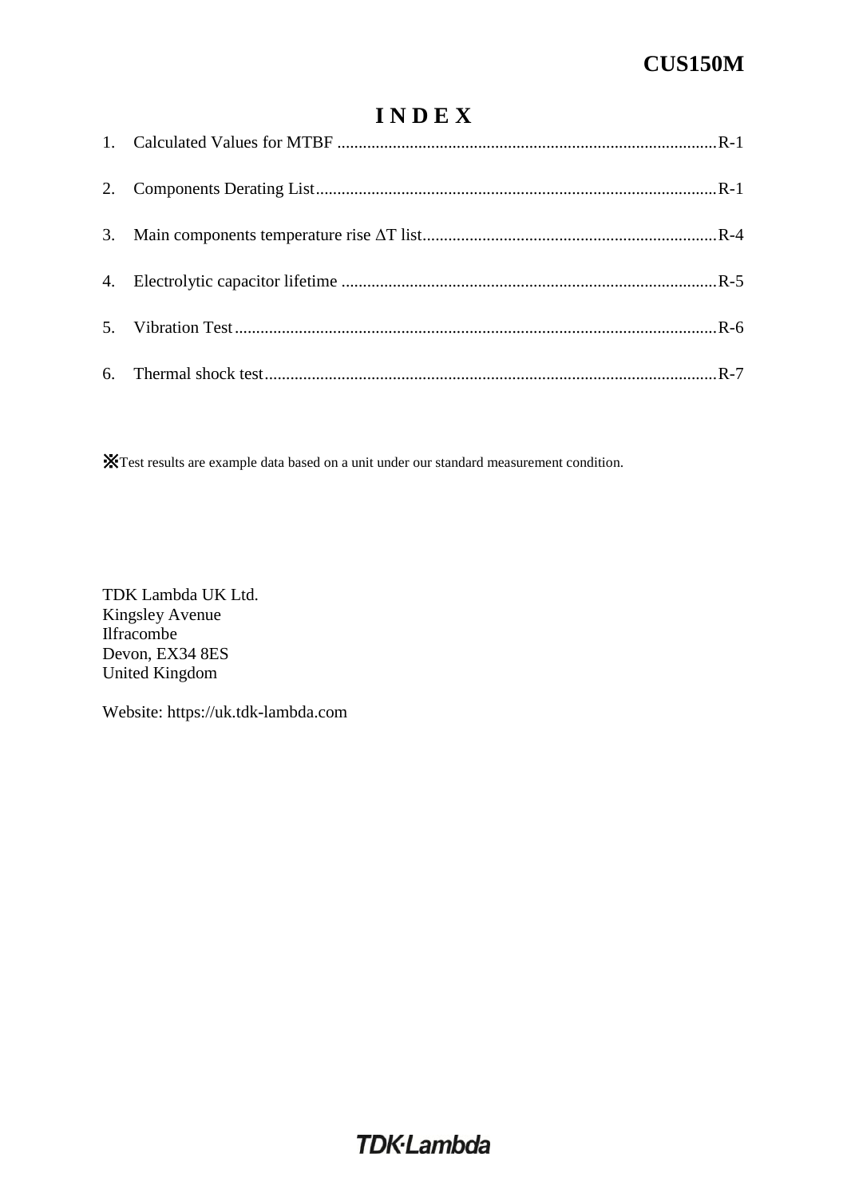**CUS150M**

# INDEX

1. Calculated Values for MTBF ........................................................................................R-1
2. Components Derating List.............................................................................................R-1
3. Main components temperature rise ΔT list....................................................................R-4
4. Electrolytic capacitor lifetime .......................................................................................R-5
5. Vibration Test................................................................................................................R-6
6. Thermal shock test.........................................................................................................R-7

※Test results are example data based on a unit under our standard measurement condition.

TDK Lambda UK Ltd.
Kingsley Avenue
Ilfracombe
Devon, EX34 8ES
United Kingdom

Website: https://uk.tdk-lambda.com

TDK·Lambda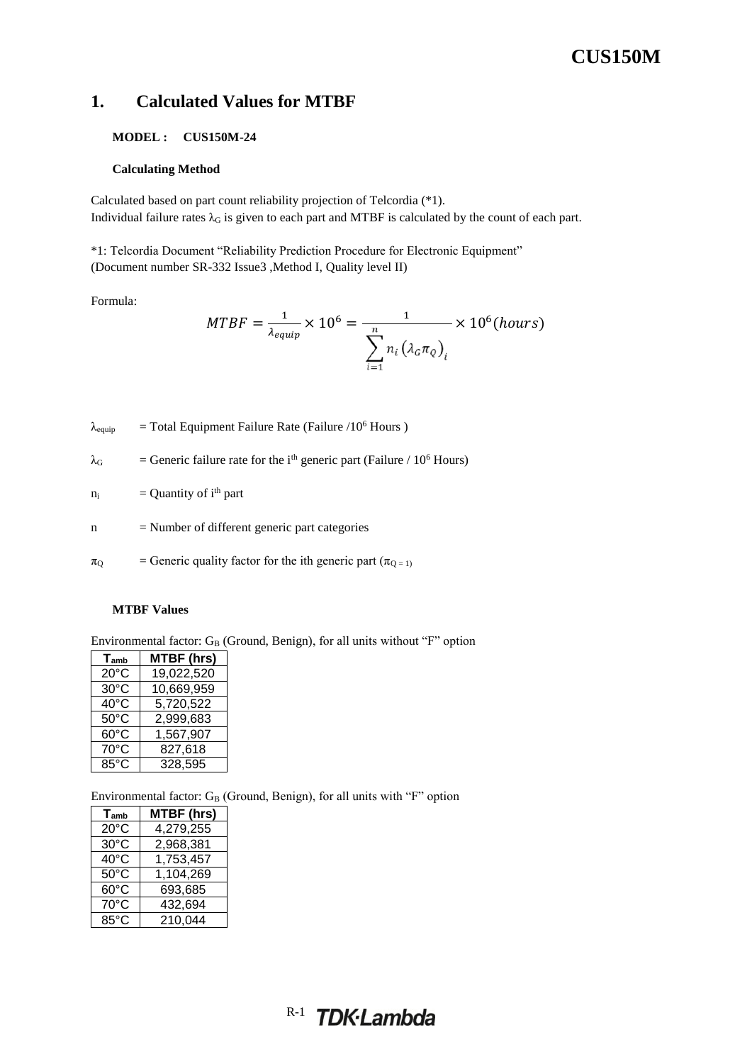# 1. Calculated Values for MTBF

**MODEL : CUS150M-24**

**Calculating Method**

Calculated based on part count reliability projection of Telcordia (*1).
Individual failure rates $\lambda_G$ is given to each part and MTBF is calculated by the count of each part.

*1: Telcordia Document "Reliability Prediction Procedure for Electronic Equipment"
(Document number SR-332 Issue3 ,Method I, Quality level II)

Formula:

$$MTBF = \frac{1}{\lambda_{equip}} \times 10^6 = \frac{1}{\sum_{i=1}^{n} n_i \left(\lambda_G \pi_Q\right)_i} \times 10^6 (hours)$$

$\lambda_{equip}$ = Total Equipment Failure Rate (Failure /$10^6$ Hours )

$\lambda_G$ = Generic failure rate for the $i^{th}$ generic part (Failure / $10^6$ Hours)

$n_i$ = Quantity of $i^{th}$ part

n = Number of different generic part categories

$\pi_Q$ = Generic quality factor for the ith generic part ($\pi_Q$ = 1)

**MTBF Values**

Environmental factor: $G_B$ (Ground, Benign), for all units without "F" option

| $T_{amb}$ | MTBF (hrs) |
|---|---|
| 20°C | 19,022,520 |
| 30°C | 10,669,959 |
| 40°C | 5,720,522 |
| 50°C | 2,999,683 |
| 60°C | 1,567,907 |
| 70°C | 827,618 |
| 85°C | 328,595 |

Environmental factor: $G_B$ (Ground, Benign), for all units with "F" option

| $T_{amb}$ | MTBF (hrs) |
|---|---|
| 20°C | 4,279,255 |
| 30°C | 2,968,381 |
| 40°C | 1,753,457 |
| 50°C | 1,104,269 |
| 60°C | 693,685 |
| 70°C | 432,694 |
| 85°C | 210,044 |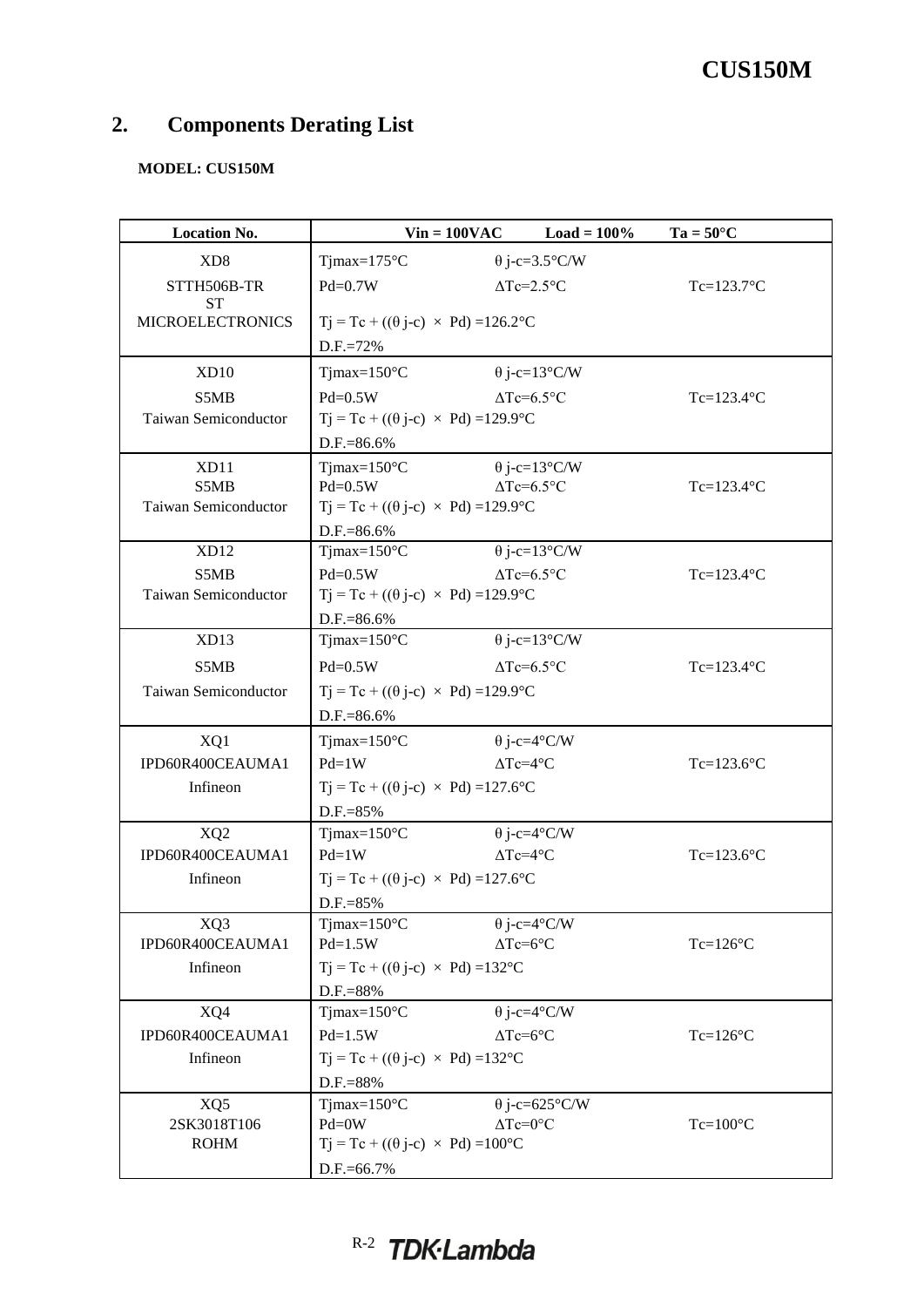## 2. Components Derating List

**MODEL: CUS150M**

| Location No. | Vin = 100VAC Load = 100% Ta = 50°C | | |
|---|---|---|---|
| XD8<br>STTH506B-TR<br>ST<br>MICROELECTRONICS | Tjmax=175°C<br>Pd=0.7W<br>Tj = Tc + ((θ j-c) × Pd) =126.2°C<br>D.F.=72% | θ j-c=3.5°C/W<br>ΔTc=2.5°C | <br>Tc=123.7°C |
| XD10<br>S5MB<br>Taiwan Semiconductor | Tjmax=150°C<br>Pd=0.5W<br>Tj = Tc + ((θ j-c) × Pd) =129.9°C<br>D.F.=86.6% | θ j-c=13°C/W<br>ΔTc=6.5°C | <br>Tc=123.4°C |
| XD11<br>S5MB<br>Taiwan Semiconductor | Tjmax=150°C<br>Pd=0.5W<br>Tj = Tc + ((θ j-c) × Pd) =129.9°C<br>D.F.=86.6% | θ j-c=13°C/W<br>ΔTc=6.5°C | <br>Tc=123.4°C |
| XD12<br>S5MB<br>Taiwan Semiconductor | Tjmax=150°C<br>Pd=0.5W<br>Tj = Tc + ((θ j-c) × Pd) =129.9°C<br>D.F.=86.6% | θ j-c=13°C/W<br>ΔTc=6.5°C | <br>Tc=123.4°C |
| XD13<br>S5MB<br>Taiwan Semiconductor | Tjmax=150°C<br>Pd=0.5W<br>Tj = Tc + ((θ j-c) × Pd) =129.9°C<br>D.F.=86.6% | θ j-c=13°C/W<br>ΔTc=6.5°C | <br>Tc=123.4°C |
| XQ1<br>IPD60R400CEAUMA1<br>Infineon | Tjmax=150°C<br>Pd=1W<br>Tj = Tc + ((θ j-c) × Pd) =127.6°C<br>D.F.=85% | θ j-c=4°C/W<br>ΔTc=4°C | <br>Tc=123.6°C |
| XQ2<br>IPD60R400CEAUMA1<br>Infineon | Tjmax=150°C<br>Pd=1W<br>Tj = Tc + ((θ j-c) × Pd) =127.6°C<br>D.F.=85% | θ j-c=4°C/W<br>ΔTc=4°C | <br>Tc=123.6°C |
| XQ3<br>IPD60R400CEAUMA1<br>Infineon | Tjmax=150°C<br>Pd=1.5W<br>Tj = Tc + ((θ j-c) × Pd) =132°C<br>D.F.=88% | θ j-c=4°C/W<br>ΔTc=6°C | <br>Tc=126°C |
| XQ4<br>IPD60R400CEAUMA1<br>Infineon | Tjmax=150°C<br>Pd=1.5W<br>Tj = Tc + ((θ j-c) × Pd) =132°C<br>D.F.=88% | θ j-c=4°C/W<br>ΔTc=6°C | <br>Tc=126°C |
| XQ5<br>2SK3018T106<br>ROHM | Tjmax=150°C<br>Pd=0W<br>Tj = Tc + ((θ j-c) × Pd) =100°C<br>D.F.=66.7% | θ j-c=625°C/W<br>ΔTc=0°C | <br>Tc=100°C |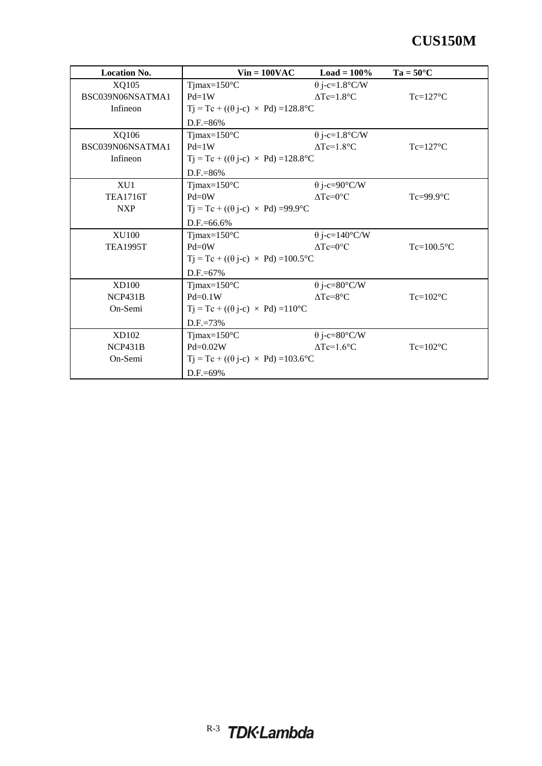# CUS150M

| Location No. | Vin = 100VAC | Load = 100% | Ta = 50°C |
|---|---|---|---|
| XQ105<br>BSC039N06NSATMA1<br>Infineon | Tjmax=150°C<br>Pd=1W<br>Tj = Tc + ((θ j-c) × Pd) =128.8°C<br>D.F.=86% | θ j-c=1.8°C/W<br>ΔTc=1.8°C | <br>Tc=127°C |
| XQ106<br>BSC039N06NSATMA1<br>Infineon | Tjmax=150°C<br>Pd=1W<br>Tj = Tc + ((θ j-c) × Pd) =128.8°C<br>D.F.=86% | θ j-c=1.8°C/W<br>ΔTc=1.8°C | <br>Tc=127°C |
| XU1<br>TEA1716T<br>NXP | Tjmax=150°C<br>Pd=0W<br>Tj = Tc + ((θ j-c) × Pd) =99.9°C<br>D.F.=66.6% | θ j-c=90°C/W<br>ΔTc=0°C | <br>Tc=99.9°C |
| XU100<br>TEA1995T | Tjmax=150°C<br>Pd=0W<br>Tj = Tc + ((θ j-c) × Pd) =100.5°C<br>D.F.=67% | θ j-c=140°C/W<br>ΔTc=0°C | <br>Tc=100.5°C |
| XD100<br>NCP431B<br>On-Semi | Tjmax=150°C<br>Pd=0.1W<br>Tj = Tc + ((θ j-c) × Pd) =110°C<br>D.F.=73% | θ j-c=80°C/W<br>ΔTc=8°C | <br>Tc=102°C |
| XD102<br>NCP431B<br>On-Semi | Tjmax=150°C<br>Pd=0.02W<br>Tj = Tc + ((θ j-c) × Pd) =103.6°C<br>D.F.=69% | θ j-c=80°C/W<br>ΔTc=1.6°C | <br>Tc=102°C |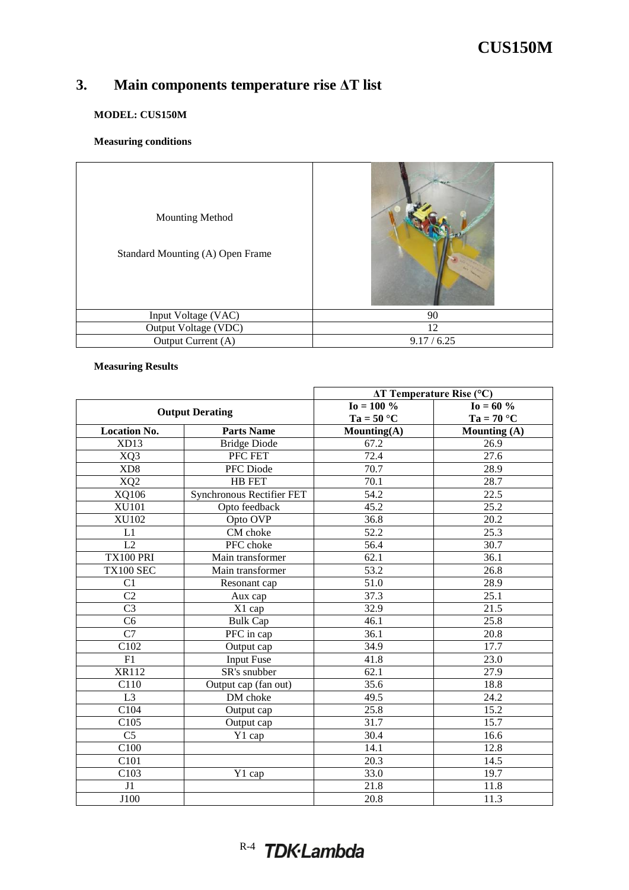## 3. Main components temperature rise ΔT list

**MODEL: CUS150M**

**Measuring conditions**

| Mounting Method<br><br>Standard Mounting (A) Open Frame | |
|---|---|
| Input Voltage (VAC) | 90 |
| Output Voltage (VDC) | 12 |
| Output Current (A) | 9.17 / 6.25 |

**Measuring Results**

| | | ΔT Temperature Rise (°C) | |
|---|---|---|---|
| Output Derating | | Io = 100 %<br>Ta = 50 °C | Io = 60 %<br>Ta = 70 °C |
| **Location No.** | **Parts Name** | **Mounting(A)** | **Mounting (A)** |
| XD13 | Bridge Diode | 67.2 | 26.9 |
| XQ3 | PFC FET | 72.4 | 27.6 |
| XD8 | PFC Diode | 70.7 | 28.9 |
| XQ2 | HB FET | 70.1 | 28.7 |
| XQ106 | Synchronous Rectifier FET | 54.2 | 22.5 |
| XU101 | Opto feedback | 45.2 | 25.2 |
| XU102 | Opto OVP | 36.8 | 20.2 |
| L1 | CM choke | 52.2 | 25.3 |
| L2 | PFC choke | 56.4 | 30.7 |
| TX100 PRI | Main transformer | 62.1 | 36.1 |
| TX100 SEC | Main transformer | 53.2 | 26.8 |
| C1 | Resonant cap | 51.0 | 28.9 |
| C2 | Aux cap | 37.3 | 25.1 |
| C3 | X1 cap | 32.9 | 21.5 |
| C6 | Bulk Cap | 46.1 | 25.8 |
| C7 | PFC in cap | 36.1 | 20.8 |
| C102 | Output cap | 34.9 | 17.7 |
| F1 | Input Fuse | 41.8 | 23.0 |
| XR112 | SR's snubber | 62.1 | 27.9 |
| C110 | Output cap (fan out) | 35.6 | 18.8 |
| L3 | DM choke | 49.5 | 24.2 |
| C104 | Output cap | 25.8 | 15.2 |
| C105 | Output cap | 31.7 | 15.7 |
| C5 | Y1 cap | 30.4 | 16.6 |
| C100 | | 14.1 | 12.8 |
| C101 | | 20.3 | 14.5 |
| C103 | Y1 cap | 33.0 | 19.7 |
| J1 | | 21.8 | 11.8 |
| J100 | | 20.8 | 11.3 |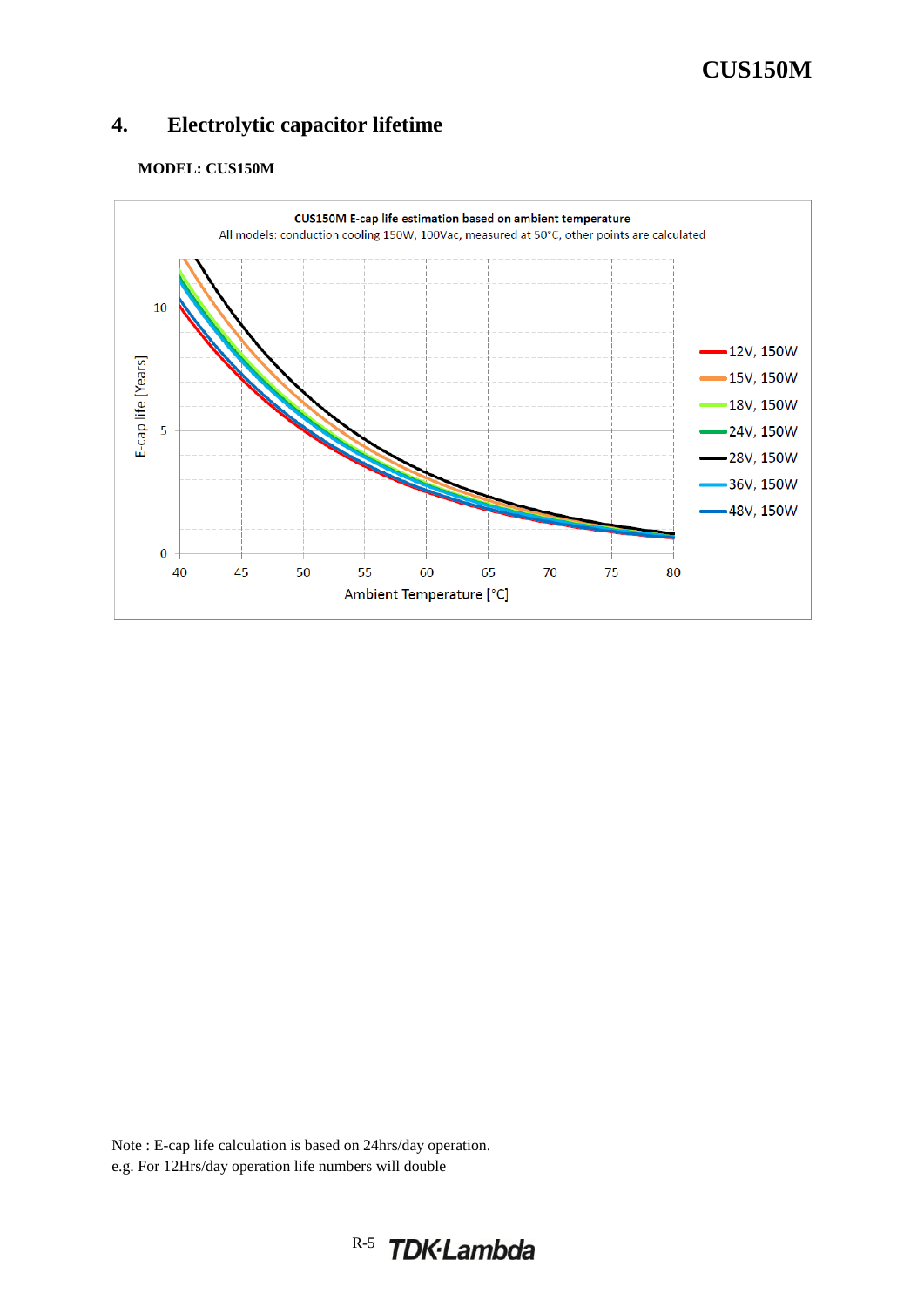## 4. Electrolytic capacitor lifetime

**MODEL: CUS150M**

Note : E-cap life calculation is based on 24hrs/day operation.
e.g. For 12Hrs/day operation life numbers will double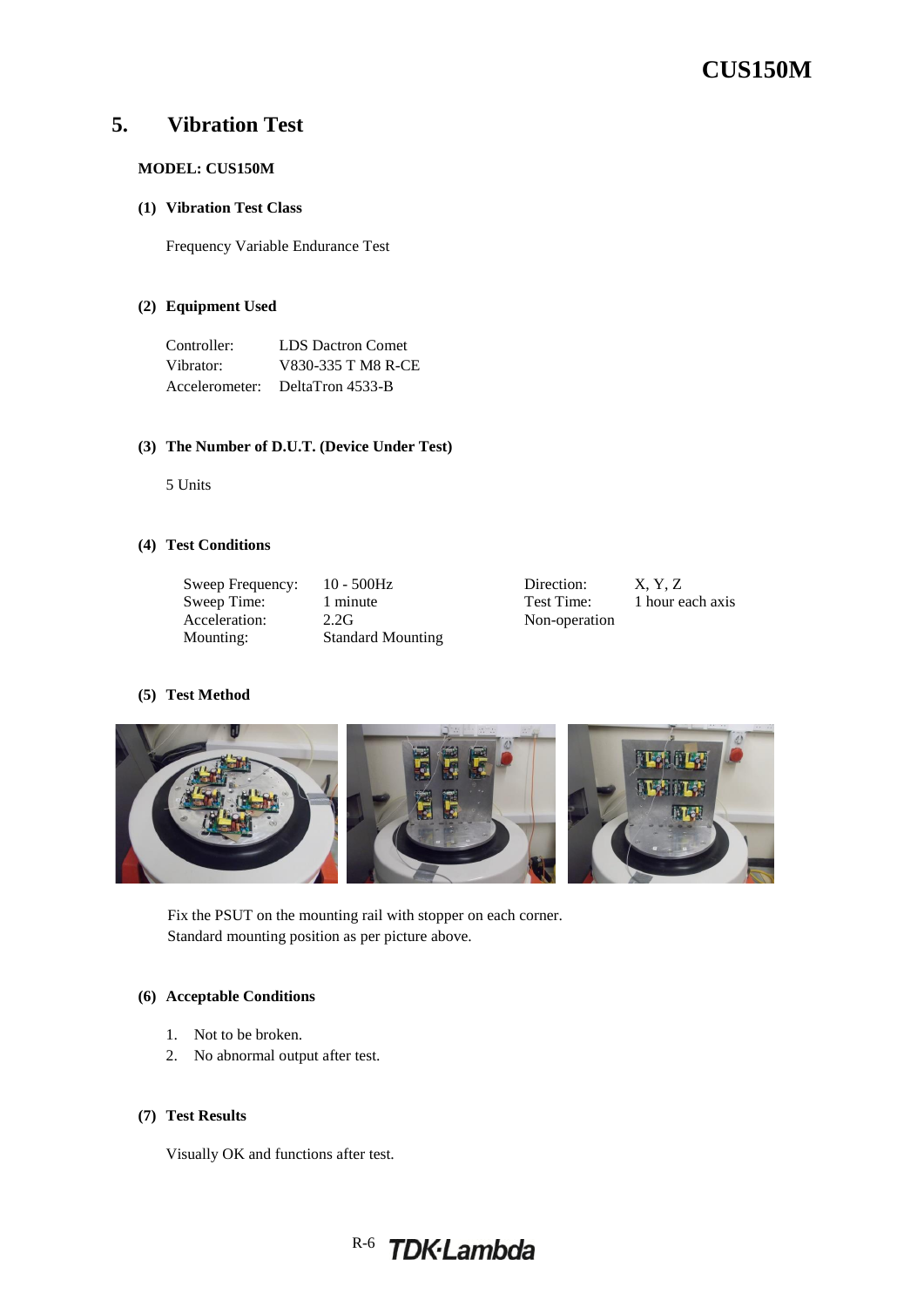# 5. Vibration Test

**MODEL: CUS150M**

**(1) Vibration Test Class**

Frequency Variable Endurance Test

**(2) Equipment Used**

| | |
|---|---|
| Controller: | LDS Dactron Comet |
| Vibrator: | V830-335 T M8 R-CE |
| Accelerometer: | DeltaTron 4533-B |

**(3) The Number of D.U.T. (Device Under Test)**

5 Units

**(4) Test Conditions**

| | | | |
|---|---|---|---|
| Sweep Frequency: | 10 - 500Hz | Direction: | X, Y, Z |
| Sweep Time: | 1 minute | Test Time: | 1 hour each axis |
| Acceleration: | 2.2G | Non-operation | |
| Mounting: | Standard Mounting | | |

**(5) Test Method**

Fix the PSUT on the mounting rail with stopper on each corner.
Standard mounting position as per picture above.

**(6) Acceptable Conditions**

1. Not to be broken.
2. No abnormal output after test.

**(7) Test Results**

Visually OK and functions after test.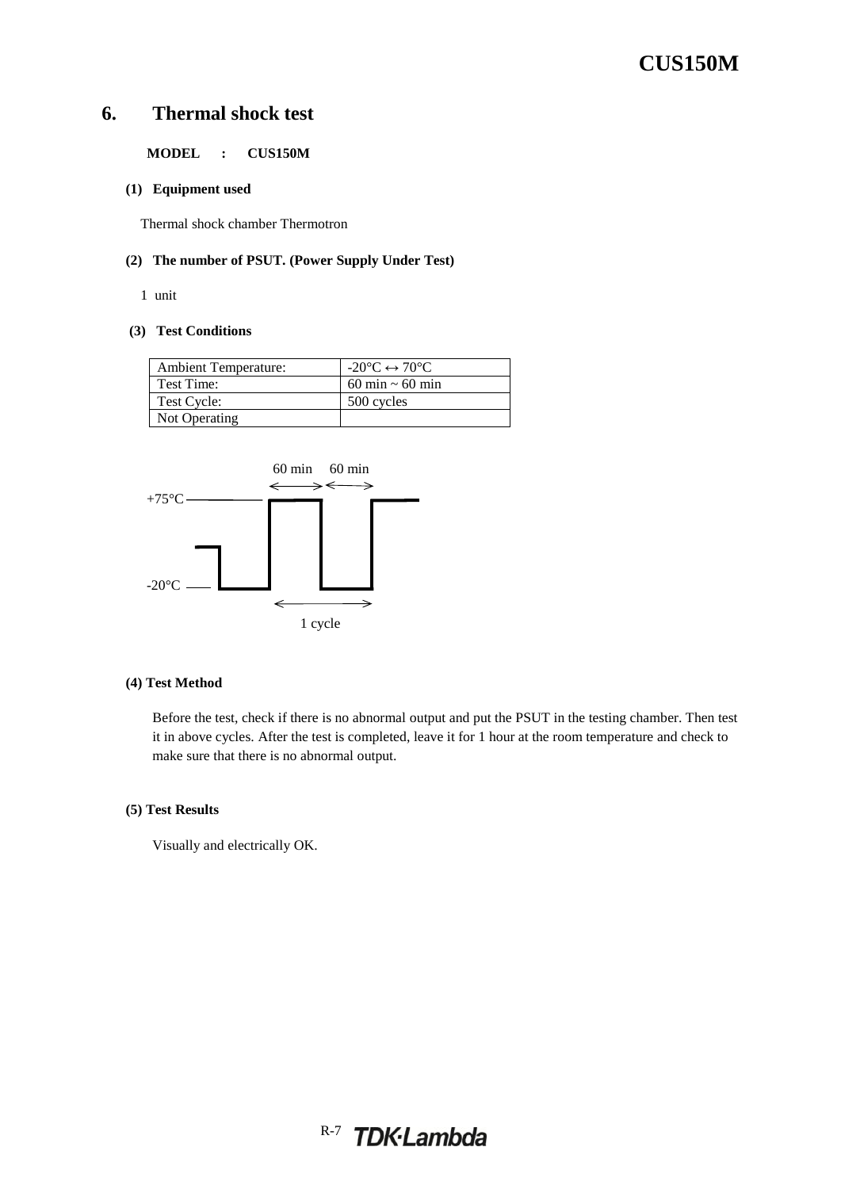## 6. Thermal shock test

**MODEL : CUS150M**

**(1) Equipment used**

Thermal shock chamber Thermotron

**(2) The number of PSUT. (Power Supply Under Test)**

1 unit

**(3) Test Conditions**

| | |
|---|---|
| Ambient Temperature: | -20°C ↔ 70°C |
| Test Time: | 60 min ~ 60 min |
| Test Cycle: | 500 cycles |
| Not Operating | |

60 min
60 min
+75°C
-20°C
1 cycle

**(4) Test Method**

Before the test, check if there is no abnormal output and put the PSUT in the testing chamber. Then test it in above cycles. After the test is completed, leave it for 1 hour at the room temperature and check to make sure that there is no abnormal output.

**(5) Test Results**

Visually and electrically OK.